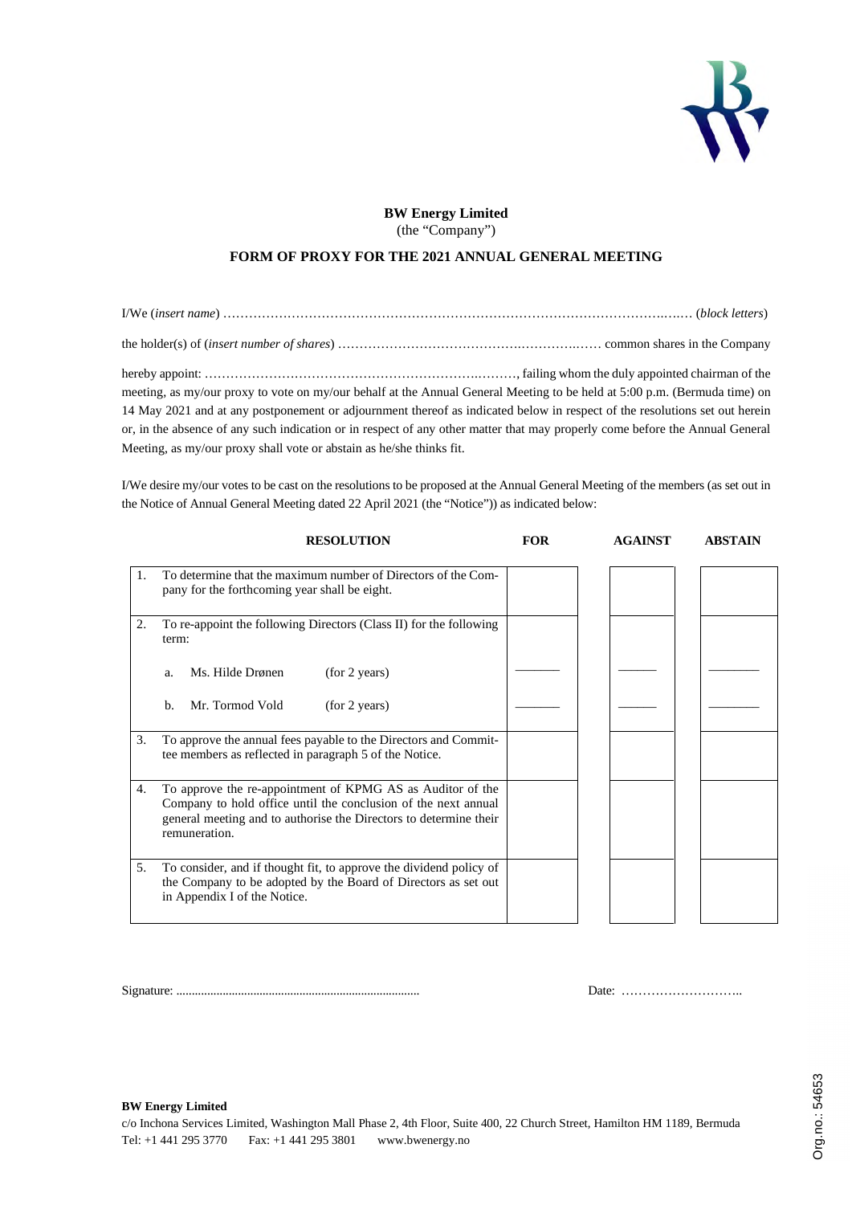**BW Energy Limited**
(the "Company")

**FORM OF PROXY FOR THE 2021 ANNUAL GENERAL MEETING**

I/We (*insert name*) ……………………………………………………………………………………………….… (*block letters*)

the holder(s) of (*insert number of shares*) …………………………………….……………..…… common shares in the Company

hereby appoint: ………………………………………………………….………, failing whom the duly appointed chairman of the meeting, as my/our proxy to vote on my/our behalf at the Annual General Meeting to be held at 5:00 p.m. (Bermuda time) on 14 May 2021 and at any postponement or adjournment thereof as indicated below in respect of the resolutions set out herein or, in the absence of any such indication or in respect of any other matter that may properly come before the Annual General Meeting, as my/our proxy shall vote or abstain as he/she thinks fit.

I/We desire my/our votes to be cast on the resolutions to be proposed at the Annual General Meeting of the members (as set out in the Notice of Annual General Meeting dated 22 April 2021 (the "Notice")) as indicated below:

| | RESOLUTION | FOR | AGAINST | ABSTAIN |
|---|---|---|---|---|
| 1. | To determine that the maximum number of Directors of the Company for the forthcoming year shall be eight. | | | |
| 2. | To re-appoint the following Directors (Class II) for the following term: | | | |
| | a. Ms. Hilde Drønen (for 2 years) | _______ | _______ | _______ |
| | b. Mr. Tormod Vold (for 2 years) | _______ | _______ | _______ |
| 3. | To approve the annual fees payable to the Directors and Committee members as reflected in paragraph 5 of the Notice. | | | |
| 4. | To approve the re-appointment of KPMG AS as Auditor of the Company to hold office until the conclusion of the next annual general meeting and to authorise the Directors to determine their remuneration. | | | |
| 5. | To consider, and if thought fit, to approve the dividend policy of the Company to be adopted by the Board of Directors as set out in Appendix I of the Notice. | | | |

Signature: ..............................................................................

Date: ………………………..

**BW Energy Limited**
c/o Inchona Services Limited, Washington Mall Phase 2, 4th Floor, Suite 400, 22 Church Street, Hamilton HM 1189, Bermuda
Tel: +1 441 295 3770 Fax: +1 441 295 3801 www.bwenergy.no

Org.no.: 54653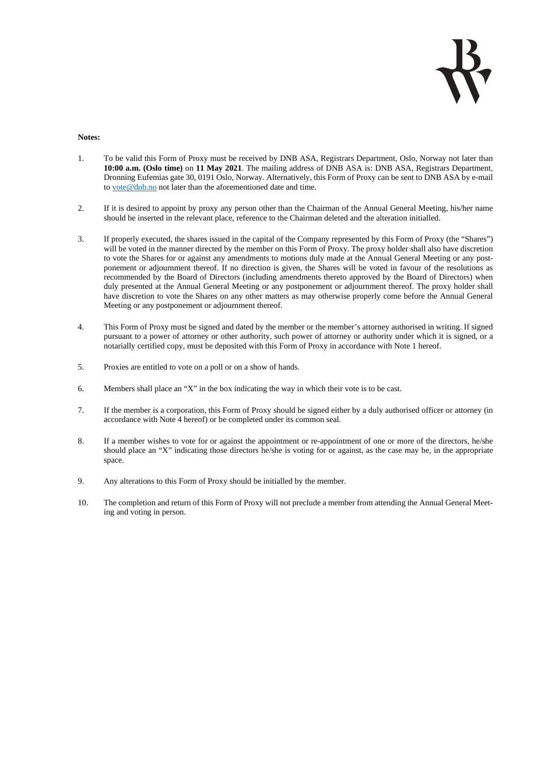**Notes:**

1. To be valid this Form of Proxy must be received by DNB ASA, Registrars Department, Oslo, Norway not later than **10:00 a.m. (Oslo time)** on **11 May 2021**. The mailing address of DNB ASA is: DNB ASA, Registrars Department, Dronning Eufemias gate 30, 0191 Oslo, Norway. Alternatively, this Form of Proxy can be sent to DNB ASA by e-mail to vote@dnb.no not later than the aforementioned date and time.

2. If it is desired to appoint by proxy any person other than the Chairman of the Annual General Meeting, his/her name should be inserted in the relevant place, reference to the Chairman deleted and the alteration initialled.

3. If properly executed, the shares issued in the capital of the Company represented by this Form of Proxy (the "Shares") will be voted in the manner directed by the member on this Form of Proxy. The proxy holder shall also have discretion to vote the Shares for or against any amendments to motions duly made at the Annual General Meeting or any postponement or adjournment thereof. If no direction is given, the Shares will be voted in favour of the resolutions as recommended by the Board of Directors (including amendments thereto approved by the Board of Directors) when duly presented at the Annual General Meeting or any postponement or adjournment thereof. The proxy holder shall have discretion to vote the Shares on any other matters as may otherwise properly come before the Annual General Meeting or any postponement or adjournment thereof.

4. This Form of Proxy must be signed and dated by the member or the member's attorney authorised in writing. If signed pursuant to a power of attorney or other authority, such power of attorney or authority under which it is signed, or a notarially certified copy, must be deposited with this Form of Proxy in accordance with Note 1 hereof.

5. Proxies are entitled to vote on a poll or on a show of hands.

6. Members shall place an "X" in the box indicating the way in which their vote is to be cast.

7. If the member is a corporation, this Form of Proxy should be signed either by a duly authorised officer or attorney (in accordance with Note 4 hereof) or be completed under its common seal.

8. If a member wishes to vote for or against the appointment or re-appointment of one or more of the directors, he/she should place an "X" indicating those directors he/she is voting for or against, as the case may be, in the appropriate space.

9. Any alterations to this Form of Proxy should be initialled by the member.

10. The completion and return of this Form of Proxy will not preclude a member from attending the Annual General Meeting and voting in person.